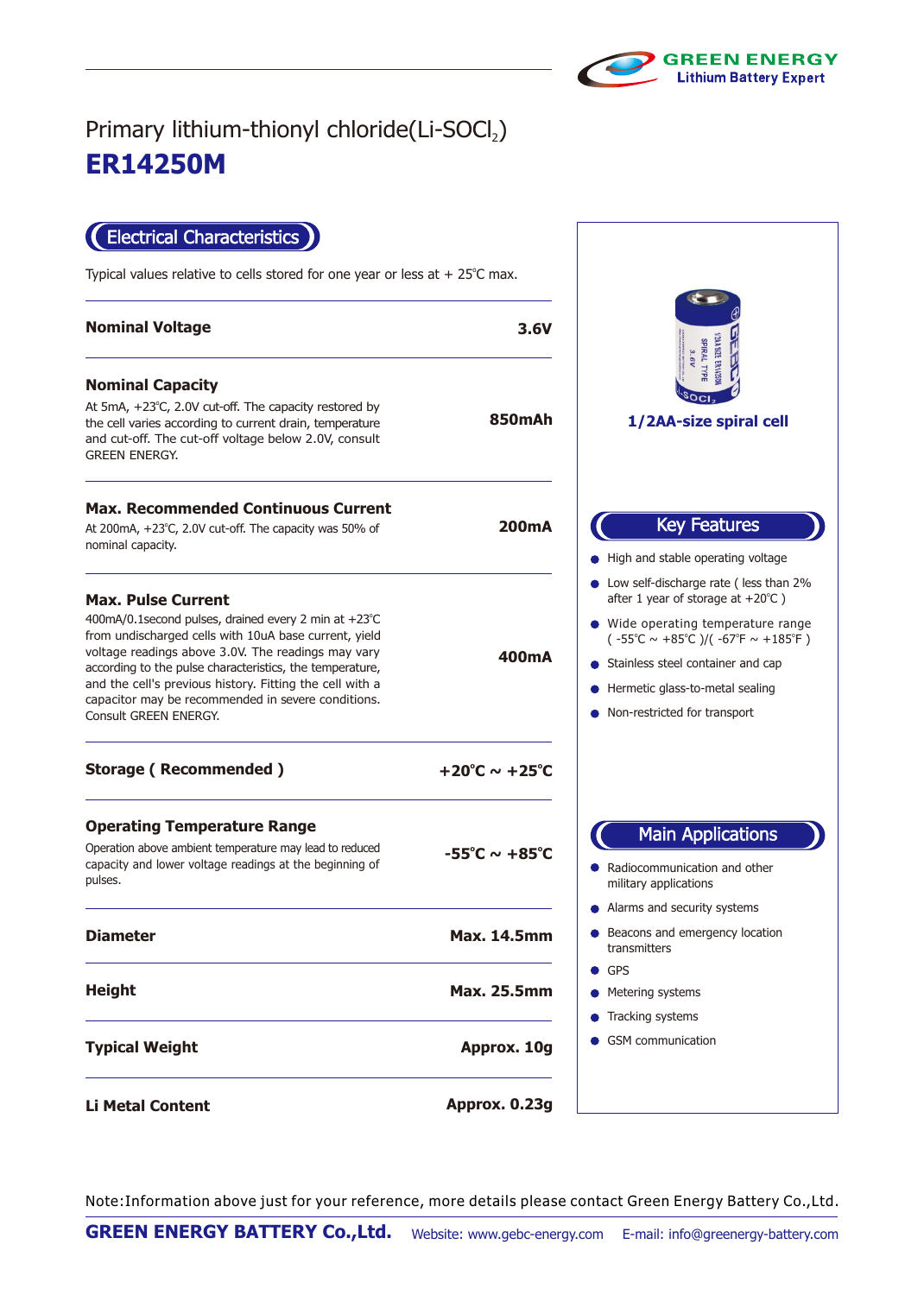GREEN ENERGY
Lithium Battery Expert

Primary lithium-thionyl chloride(Li-$SOCl_2$)

# ER14250M

## Electrical Characteristics

Typical values relative to cells stored for one year or less at + 25℃ max.

| Parameter | Value |
|---|---|
| **Nominal Voltage** | **3.6V** |
| **Nominal Capacity**<br>At 5mA, +23℃, 2.0V cut-off. The capacity restored by the cell varies according to current drain, temperature and cut-off. The cut-off voltage below 2.0V, consult GREEN ENERGY. | **850mAh** |
| **Max. Recommended Continuous Current**<br>At 200mA, +23℃, 2.0V cut-off. The capacity was 50% of nominal capacity. | **200mA** |
| **Max. Pulse Current**<br>400mA/0.1second pulses, drained every 2 min at +23℃ from undischarged cells with 10uA base current, yield voltage readings above 3.0V. The readings may vary according to the pulse characteristics, the temperature, and the cell's previous history. Fitting the cell with a capacitor may be recommended in severe conditions. Consult GREEN ENERGY. | **400mA** |
| **Storage ( Recommended )** | **+20℃ ~ +25℃** |
| **Operating Temperature Range**<br>Operation above ambient temperature may lead to reduced capacity and lower voltage readings at the beginning of pulses. | **-55℃ ~ +85℃** |
| **Diameter** | **Max. 14.5mm** |
| **Height** | **Max. 25.5mm** |
| **Typical Weight** | **Approx. 10g** |
| **Li Metal Content** | **Approx. 0.23g** |

**1/2AA-size spiral cell**

## Key Features

- High and stable operating voltage
- Low self-discharge rate ( less than 2% after 1 year of storage at +20℃ )
- Wide operating temperature range ( -55℃ ~ +85℃ )/( -67℉ ~ +185℉ )
- Stainless steel container and cap
- Hermetic glass-to-metal sealing
- Non-restricted for transport

## Main Applications

- Radiocommunication and other military applications
- Alarms and security systems
- Beacons and emergency location transmitters
- GPS
- Metering systems
- Tracking systems
- GSM communication

Note:Information above just for your reference, more details please contact Green Energy Battery Co.,Ltd.

**GREEN ENERGY BATTERY Co.,Ltd.** Website: www.gebc-energy.com E-mail: info@greenergy-battery.com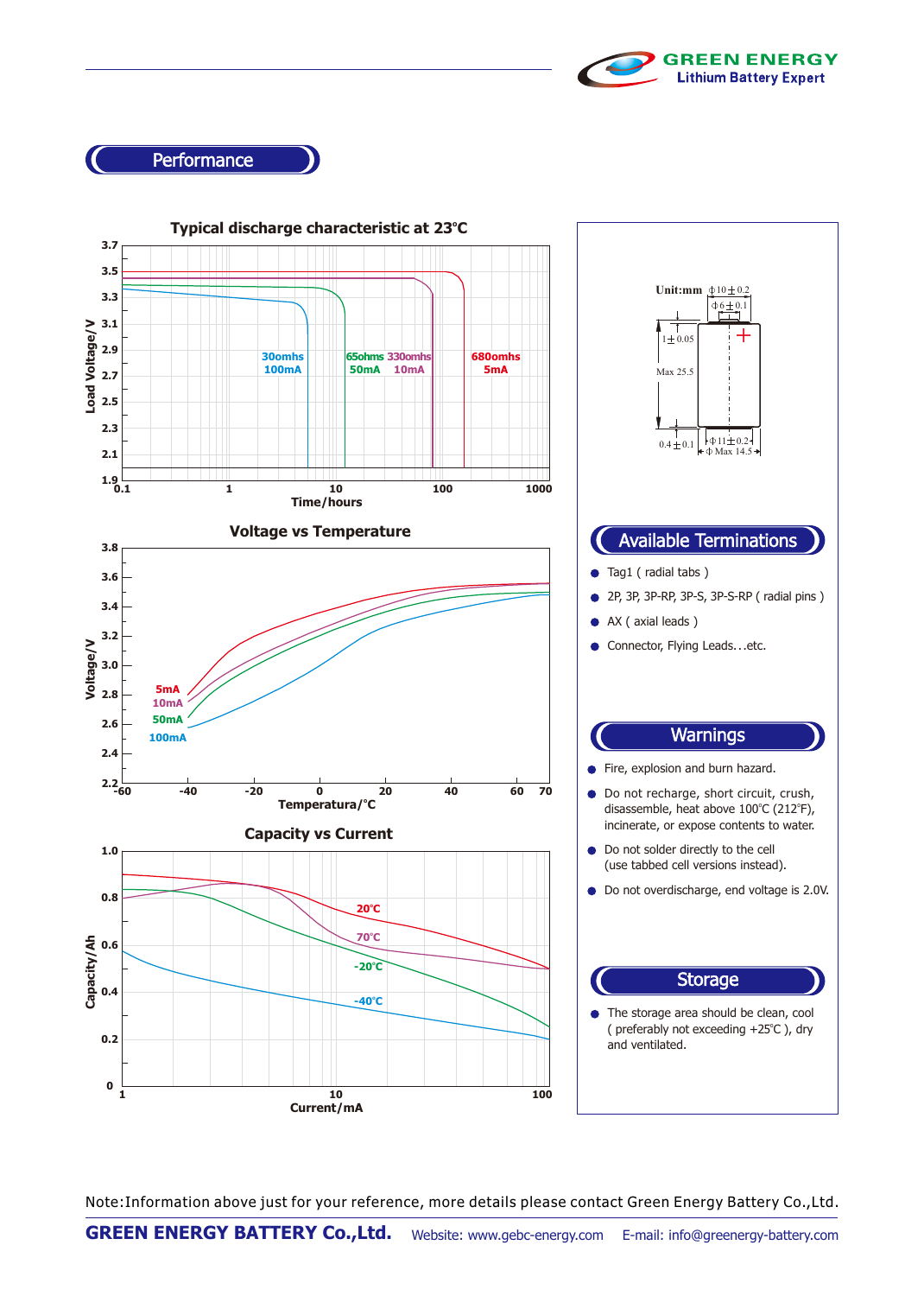## Performance

### Typical discharge characteristic at 23℃

Load Voltage/V

3.7
3.5
3.3
3.1
2.9
2.7
2.5
2.3
2.1
1.9

30omhs 100mA
65ohms 50mA
330omhs 10mA
680omhs 5mA

0.1
1
10
100
1000

Time/hours

### Voltage vs Temperature

Voltage/V

3.8
3.6
3.4
3.2
3.0
2.8
2.6
2.4
2.2

5mA
10mA
50mA
100mA

-60
-40
-20
0
20
40
60
70

Temperatura/℃

### Capacity vs Current

Capacity/Ah

1.0
0.8
0.6
0.4
0.2
0

20℃
70℃
-20℃
-40℃

1
10
100

Current/mA

Unit:mm
Φ10±0.2
Φ6±0.1
1±0.05
Max 25.5
0.4±0.1
Φ11±0.2
Φ Max 14.5

## Available Terminations

- Tag1 ( radial tabs )
- 2P, 3P, 3P-RP, 3P-S, 3P-S-RP ( radial pins )
- AX ( axial leads )
- Connector, Flying Leads...etc.

## Warnings

- Fire, explosion and burn hazard.
- Do not recharge, short circuit, crush, disassemble, heat above 100℃ (212℉), incinerate, or expose contents to water.
- Do not solder directly to the cell (use tabbed cell versions instead).
- Do not overdischarge, end voltage is 2.0V.

## Storage

- The storage area should be clean, cool ( preferably not exceeding +25℃ ), dry and ventilated.

Note:Information above just for your reference, more details please contact Green Energy Battery Co.,Ltd.